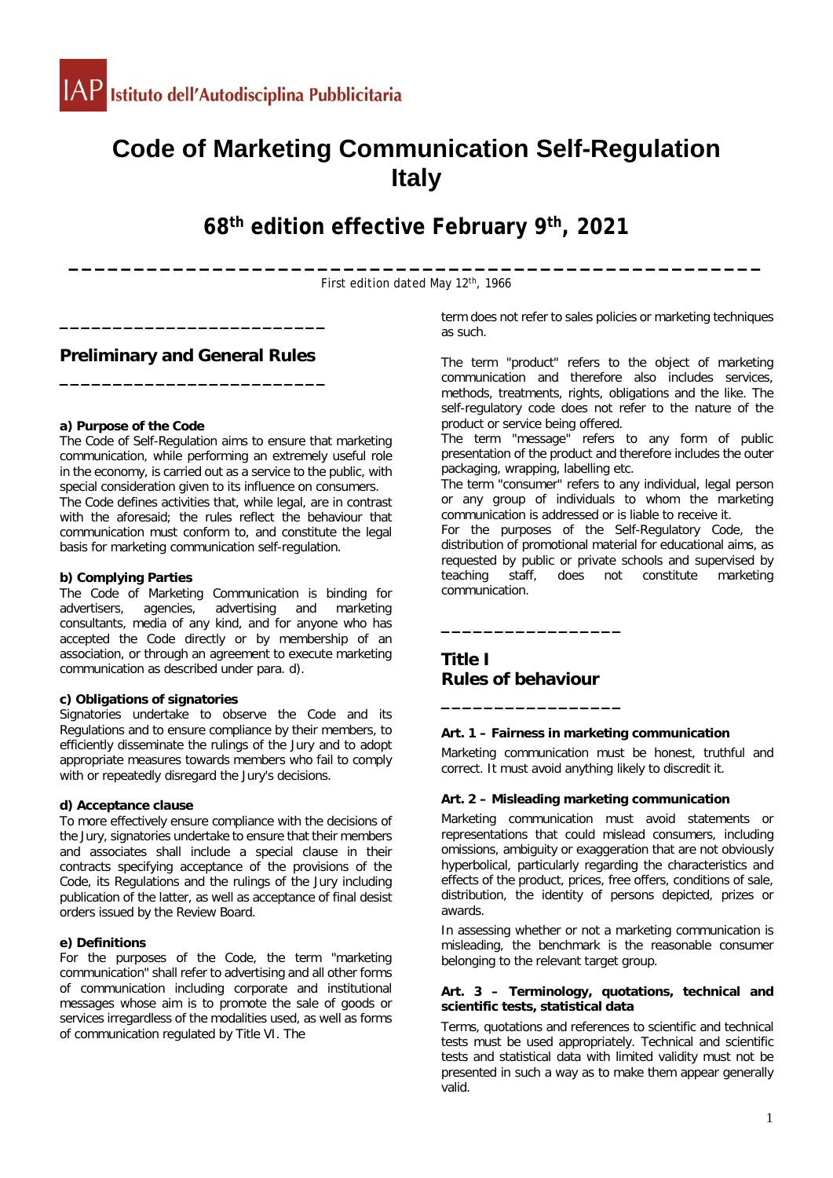IAP Istituto dell'Autodisciplina Pubblicitaria

# Code of Marketing Communication Self-Regulation Italy

## 68th edition effective February 9th, 2021

First edition dated May 12th, 1966

## Preliminary and General Rules

**a) Purpose of the Code**

The Code of Self-Regulation aims to ensure that marketing communication, while performing an extremely useful role in the economy, is carried out as a service to the public, with special consideration given to its influence on consumers.

The Code defines activities that, while legal, are in contrast with the aforesaid; the rules reflect the behaviour that communication must conform to, and constitute the legal basis for marketing communication self-regulation.

**b) Complying Parties**

The Code of Marketing Communication is binding for advertisers, agencies, advertising and marketing consultants, media of any kind, and for anyone who has accepted the Code directly or by membership of an association, or through an agreement to execute marketing communication as described under para. d).

**c) Obligations of signatories**

Signatories undertake to observe the Code and its Regulations and to ensure compliance by their members, to efficiently disseminate the rulings of the Jury and to adopt appropriate measures towards members who fail to comply with or repeatedly disregard the Jury's decisions.

**d) Acceptance clause**

To more effectively ensure compliance with the decisions of the Jury, signatories undertake to ensure that their members and associates shall include a special clause in their contracts specifying acceptance of the provisions of the Code, its Regulations and the rulings of the Jury including publication of the latter, as well as acceptance of final desist orders issued by the Review Board.

**e) Definitions**

For the purposes of the Code, the term "marketing communication" shall refer to advertising and all other forms of communication including corporate and institutional messages whose aim is to promote the sale of goods or services irregardless of the modalities used, as well as forms of communication regulated by Title VI. The term does not refer to sales policies or marketing techniques as such.

The term "product" refers to the object of marketing communication and therefore also includes services, methods, treatments, rights, obligations and the like. The self-regulatory code does not refer to the nature of the product or service being offered.

The term "message" refers to any form of public presentation of the product and therefore includes the outer packaging, wrapping, labelling etc.

The term "consumer" refers to any individual, legal person or any group of individuals to whom the marketing communication is addressed or is liable to receive it.

For the purposes of the Self-Regulatory Code, the distribution of promotional material for educational aims, as requested by public or private schools and supervised by teaching staff, does not constitute marketing communication.

## Title I
## Rules of behaviour

**Art. 1 – Fairness in marketing communication**

Marketing communication must be honest, truthful and correct. It must avoid anything likely to discredit it.

**Art. 2 – Misleading marketing communication**

Marketing communication must avoid statements or representations that could mislead consumers, including omissions, ambiguity or exaggeration that are not obviously hyperbolical, particularly regarding the characteristics and effects of the product, prices, free offers, conditions of sale, distribution, the identity of persons depicted, prizes or awards.

In assessing whether or not a marketing communication is misleading, the benchmark is the reasonable consumer belonging to the relevant target group.

**Art. 3 – Terminology, quotations, technical and scientific tests, statistical data**

Terms, quotations and references to scientific and technical tests must be used appropriately. Technical and scientific tests and statistical data with limited validity must not be presented in such a way as to make them appear generally valid.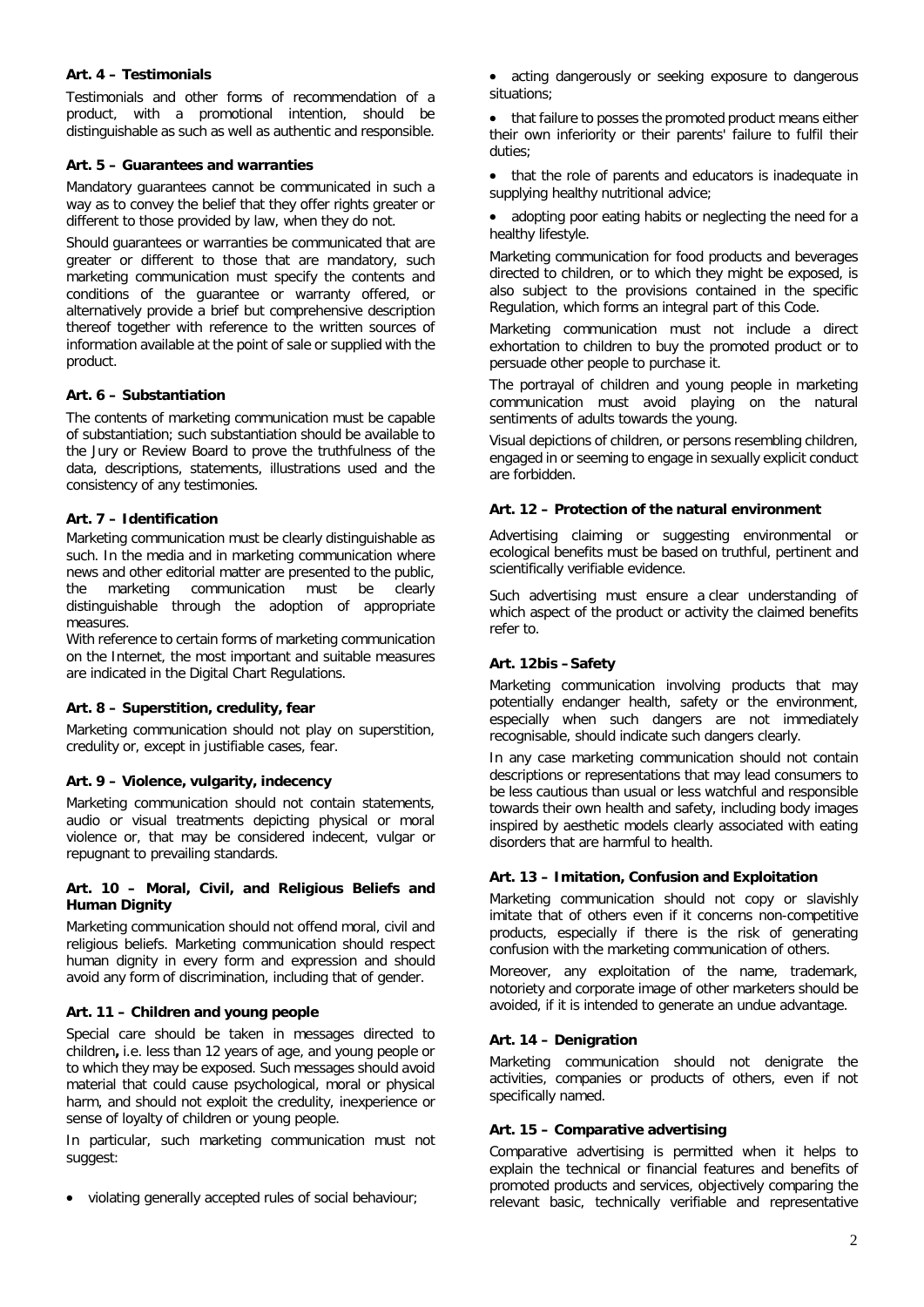**Art. 4 – Testimonials**

Testimonials and other forms of recommendation of a product, with a promotional intention, should be distinguishable as such as well as authentic and responsible.

**Art. 5 – Guarantees and warranties**

Mandatory guarantees cannot be communicated in such a way as to convey the belief that they offer rights greater or different to those provided by law, when they do not.

Should guarantees or warranties be communicated that are greater or different to those that are mandatory, such marketing communication must specify the contents and conditions of the guarantee or warranty offered, or alternatively provide a brief but comprehensive description thereof together with reference to the written sources of information available at the point of sale or supplied with the product.

**Art. 6 – Substantiation**

The contents of marketing communication must be capable of substantiation; such substantiation should be available to the Jury or Review Board to prove the truthfulness of the data, descriptions, statements, illustrations used and the consistency of any testimonies.

**Art. 7 – Identification**

Marketing communication must be clearly distinguishable as such. In the media and in marketing communication where news and other editorial matter are presented to the public, the marketing communication must be clearly distinguishable through the adoption of appropriate measures.

With reference to certain forms of marketing communication on the Internet, the most important and suitable measures are indicated in the Digital Chart Regulations.

**Art. 8 – Superstition, credulity, fear**

Marketing communication should not play on superstition, credulity or, except in justifiable cases, fear.

**Art. 9 – Violence, vulgarity, indecency**

Marketing communication should not contain statements, audio or visual treatments depicting physical or moral violence or, that may be considered indecent, vulgar or repugnant to prevailing standards.

**Art. 10 – Moral, Civil, and Religious Beliefs and Human Dignity**

Marketing communication should not offend moral, civil and religious beliefs. Marketing communication should respect human dignity in every form and expression and should avoid any form of discrimination, including that of gender.

**Art. 11 – Children and young people**

Special care should be taken in messages directed to children**,** i.e. less than 12 years of age, and young people or to which they may be exposed. Such messages should avoid material that could cause psychological, moral or physical harm, and should not exploit the credulity, inexperience or sense of loyalty of children or young people.

In particular, such marketing communication must not suggest:

- violating generally accepted rules of social behaviour;
- acting dangerously or seeking exposure to dangerous situations;
- that failure to posses the promoted product means either their own inferiority or their parents' failure to fulfil their duties;
- that the role of parents and educators is inadequate in supplying healthy nutritional advice;
- adopting poor eating habits or neglecting the need for a healthy lifestyle.

Marketing communication for food products and beverages directed to children, or to which they might be exposed, is also subject to the provisions contained in the specific Regulation, which forms an integral part of this Code.

Marketing communication must not include a direct exhortation to children to buy the promoted product or to persuade other people to purchase it.

The portrayal of children and young people in marketing communication must avoid playing on the natural sentiments of adults towards the young.

Visual depictions of children, or persons resembling children, engaged in or seeming to engage in sexually explicit conduct are forbidden.

**Art. 12 – Protection of the natural environment**

Advertising claiming or suggesting environmental or ecological benefits must be based on truthful, pertinent and scientifically verifiable evidence.

Such advertising must ensure a clear understanding of which aspect of the product or activity the claimed benefits refer to.

**Art. 12bis – Safety**

Marketing communication involving products that may potentially endanger health, safety or the environment, especially when such dangers are not immediately recognisable, should indicate such dangers clearly.

In any case marketing communication should not contain descriptions or representations that may lead consumers to be less cautious than usual or less watchful and responsible towards their own health and safety, including body images inspired by aesthetic models clearly associated with eating disorders that are harmful to health.

**Art. 13 – Imitation, Confusion and Exploitation**

Marketing communication should not copy or slavishly imitate that of others even if it concerns non-competitive products, especially if there is the risk of generating confusion with the marketing communication of others.

Moreover, any exploitation of the name, trademark, notoriety and corporate image of other marketers should be avoided, if it is intended to generate an undue advantage.

**Art. 14 – Denigration**

Marketing communication should not denigrate the activities, companies or products of others, even if not specifically named.

**Art. 15 – Comparative advertising**

Comparative advertising is permitted when it helps to explain the technical or financial features and benefits of promoted products and services, objectively comparing the relevant basic, technically verifiable and representative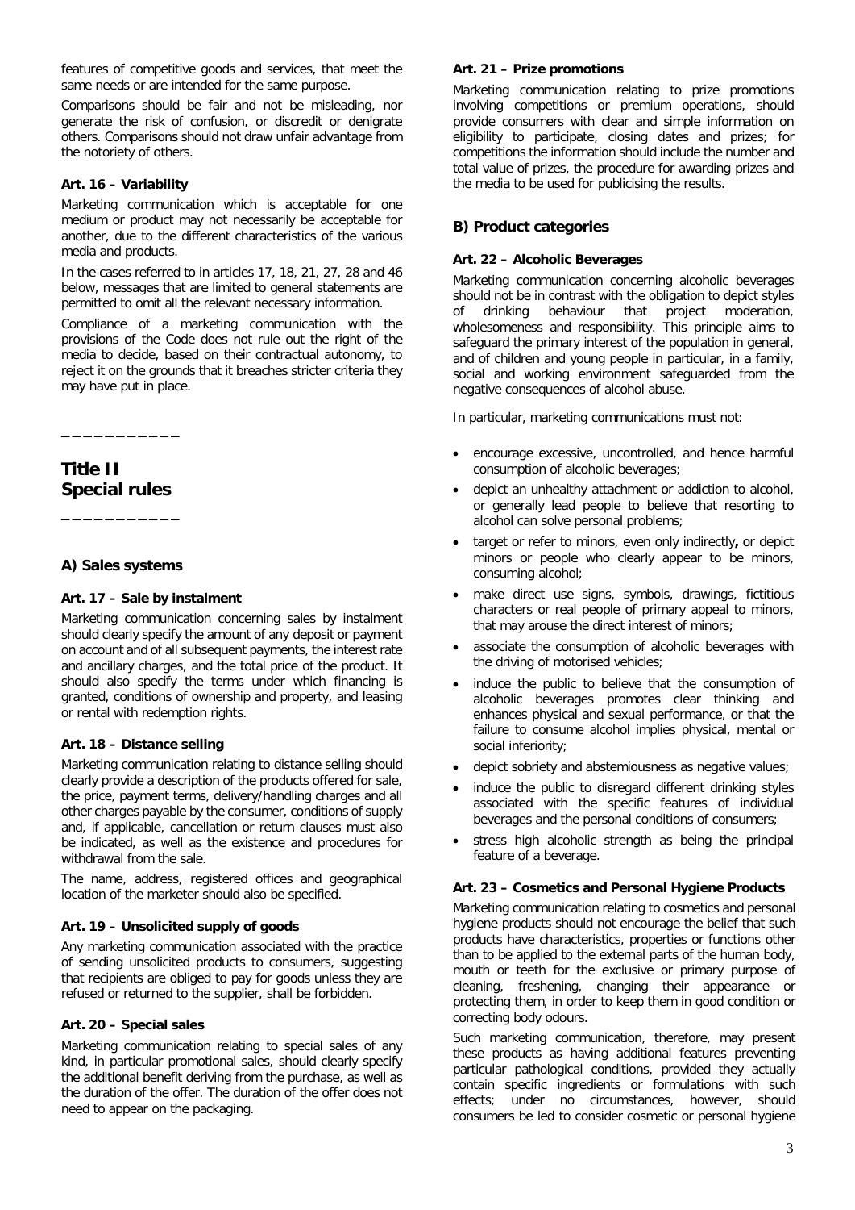features of competitive goods and services, that meet the same needs or are intended for the same purpose.

Comparisons should be fair and not be misleading, nor generate the risk of confusion, or discredit or denigrate others. Comparisons should not draw unfair advantage from the notoriety of others.

#### Art. 16 – Variability

Marketing communication which is acceptable for one medium or product may not necessarily be acceptable for another, due to the different characteristics of the various media and products.

In the cases referred to in articles 17, 18, 21, 27, 28 and 46 below, messages that are limited to general statements are permitted to omit all the relevant necessary information.

Compliance of a marketing communication with the provisions of the Code does not rule out the right of the media to decide, based on their contractual autonomy, to reject it on the grounds that it breaches stricter criteria they may have put in place.

# Title II
# Special rules

### A) Sales systems

#### Art. 17 – Sale by instalment

Marketing communication concerning sales by instalment should clearly specify the amount of any deposit or payment on account and of all subsequent payments, the interest rate and ancillary charges, and the total price of the product. It should also specify the terms under which financing is granted, conditions of ownership and property, and leasing or rental with redemption rights.

#### Art. 18 – Distance selling

Marketing communication relating to distance selling should clearly provide a description of the products offered for sale, the price, payment terms, delivery/handling charges and all other charges payable by the consumer, conditions of supply and, if applicable, cancellation or return clauses must also be indicated, as well as the existence and procedures for withdrawal from the sale.

The name, address, registered offices and geographical location of the marketer should also be specified.

#### Art. 19 – Unsolicited supply of goods

Any marketing communication associated with the practice of sending unsolicited products to consumers, suggesting that recipients are obliged to pay for goods unless they are refused or returned to the supplier, shall be forbidden.

#### Art. 20 – Special sales

Marketing communication relating to special sales of any kind, in particular promotional sales, should clearly specify the additional benefit deriving from the purchase, as well as the duration of the offer. The duration of the offer does not need to appear on the packaging.

#### Art. 21 – Prize promotions

Marketing communication relating to prize promotions involving competitions or premium operations, should provide consumers with clear and simple information on eligibility to participate, closing dates and prizes; for competitions the information should include the number and total value of prizes, the procedure for awarding prizes and the media to be used for publicising the results.

### B) Product categories

#### Art. 22 – Alcoholic Beverages

Marketing communication concerning alcoholic beverages should not be in contrast with the obligation to depict styles of drinking behaviour that project moderation, wholesomeness and responsibility. This principle aims to safeguard the primary interest of the population in general, and of children and young people in particular, in a family, social and working environment safeguarded from the negative consequences of alcohol abuse.

In particular, marketing communications must not:

- encourage excessive, uncontrolled, and hence harmful consumption of alcoholic beverages;
- depict an unhealthy attachment or addiction to alcohol, or generally lead people to believe that resorting to alcohol can solve personal problems;
- target or refer to minors, even only indirectly**,** or depict minors or people who clearly appear to be minors, consuming alcohol;
- make direct use signs, symbols, drawings, fictitious characters or real people of primary appeal to minors, that may arouse the direct interest of minors;
- associate the consumption of alcoholic beverages with the driving of motorised vehicles;
- induce the public to believe that the consumption of alcoholic beverages promotes clear thinking and enhances physical and sexual performance, or that the failure to consume alcohol implies physical, mental or social inferiority;
- depict sobriety and abstemiousness as negative values;
- induce the public to disregard different drinking styles associated with the specific features of individual beverages and the personal conditions of consumers;
- stress high alcoholic strength as being the principal feature of a beverage.

#### Art. 23 – Cosmetics and Personal Hygiene Products

Marketing communication relating to cosmetics and personal hygiene products should not encourage the belief that such products have characteristics, properties or functions other than to be applied to the external parts of the human body, mouth or teeth for the exclusive or primary purpose of cleaning, freshening, changing their appearance or protecting them, in order to keep them in good condition or correcting body odours.

Such marketing communication, therefore, may present these products as having additional features preventing particular pathological conditions, provided they actually contain specific ingredients or formulations with such effects; under no circumstances, however, should consumers be led to consider cosmetic or personal hygiene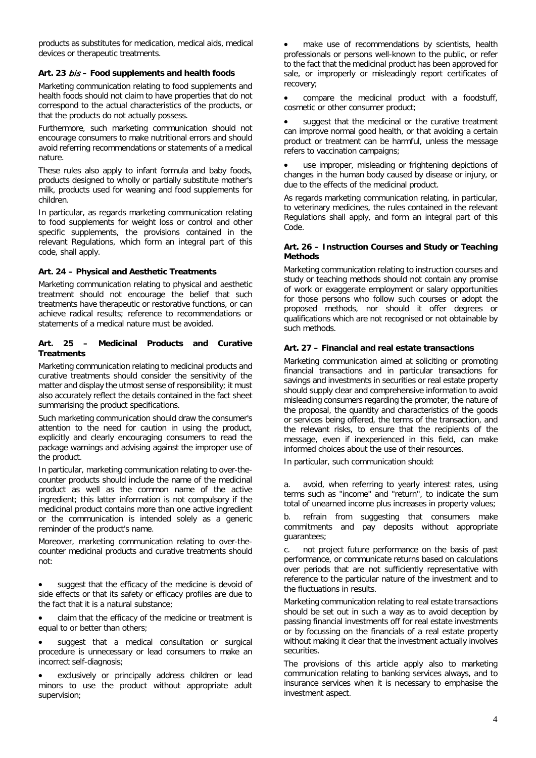products as substitutes for medication, medical aids, medical devices or therapeutic treatments.

### Art. 23 *bis* – Food supplements and health foods

Marketing communication relating to food supplements and health foods should not claim to have properties that do not correspond to the actual characteristics of the products, or that the products do not actually possess.

Furthermore, such marketing communication should not encourage consumers to make nutritional errors and should avoid referring recommendations or statements of a medical nature.

These rules also apply to infant formula and baby foods, products designed to wholly or partially substitute mother's milk, products used for weaning and food supplements for children.

In particular, as regards marketing communication relating to food supplements for weight loss or control and other specific supplements, the provisions contained in the relevant Regulations, which form an integral part of this code, shall apply.

### Art. 24 – Physical and Aesthetic Treatments

Marketing communication relating to physical and aesthetic treatment should not encourage the belief that such treatments have therapeutic or restorative functions, or can achieve radical results; reference to recommendations or statements of a medical nature must be avoided.

### Art. 25 – Medicinal Products and Curative Treatments

Marketing communication relating to medicinal products and curative treatments should consider the sensitivity of the matter and display the utmost sense of responsibility; it must also accurately reflect the details contained in the fact sheet summarising the product specifications.

Such marketing communication should draw the consumer's attention to the need for caution in using the product, explicitly and clearly encouraging consumers to read the package warnings and advising against the improper use of the product.

In particular, marketing communication relating to over-the-counter products should include the name of the medicinal product as well as the common name of the active ingredient; this latter information is not compulsory if the medicinal product contains more than one active ingredient or the communication is intended solely as a generic reminder of the product's name.

Moreover, marketing communication relating to over-the-counter medicinal products and curative treatments should not:

- suggest that the efficacy of the medicine is devoid of side effects or that its safety or efficacy profiles are due to the fact that it is a natural substance;
- claim that the efficacy of the medicine or treatment is equal to or better than others;
- suggest that a medical consultation or surgical procedure is unnecessary or lead consumers to make an incorrect self-diagnosis;
- exclusively or principally address children or lead minors to use the product without appropriate adult supervision;
- make use of recommendations by scientists, health professionals or persons well-known to the public, or refer to the fact that the medicinal product has been approved for sale, or improperly or misleadingly report certificates of recovery;
- compare the medicinal product with a foodstuff, cosmetic or other consumer product;
- suggest that the medicinal or the curative treatment can improve normal good health, or that avoiding a certain product or treatment can be harmful, unless the message refers to vaccination campaigns;
- use improper, misleading or frightening depictions of changes in the human body caused by disease or injury, or due to the effects of the medicinal product.

As regards marketing communication relating, in particular, to veterinary medicines, the rules contained in the relevant Regulations shall apply, and form an integral part of this Code.

### Art. 26 – Instruction Courses and Study or Teaching Methods

Marketing communication relating to instruction courses and study or teaching methods should not contain any promise of work or exaggerate employment or salary opportunities for those persons who follow such courses or adopt the proposed methods, nor should it offer degrees or qualifications which are not recognised or not obtainable by such methods.

### Art. 27 – Financial and real estate transactions

Marketing communication aimed at soliciting or promoting financial transactions and in particular transactions for savings and investments in securities or real estate property should supply clear and comprehensive information to avoid misleading consumers regarding the promoter, the nature of the proposal, the quantity and characteristics of the goods or services being offered, the terms of the transaction, and the relevant risks, to ensure that the recipients of the message, even if inexperienced in this field, can make informed choices about the use of their resources.

In particular, such communication should:

a. avoid, when referring to yearly interest rates, using terms such as "income" and "return", to indicate the sum total of unearned income plus increases in property values;

b. refrain from suggesting that consumers make commitments and pay deposits without appropriate guarantees;

c. not project future performance on the basis of past performance, or communicate returns based on calculations over periods that are not sufficiently representative with reference to the particular nature of the investment and to the fluctuations in results.

Marketing communication relating to real estate transactions should be set out in such a way as to avoid deception by passing financial investments off for real estate investments or by focussing on the financials of a real estate property without making it clear that the investment actually involves securities.

The provisions of this article apply also to marketing communication relating to banking services always, and to insurance services when it is necessary to emphasise the investment aspect.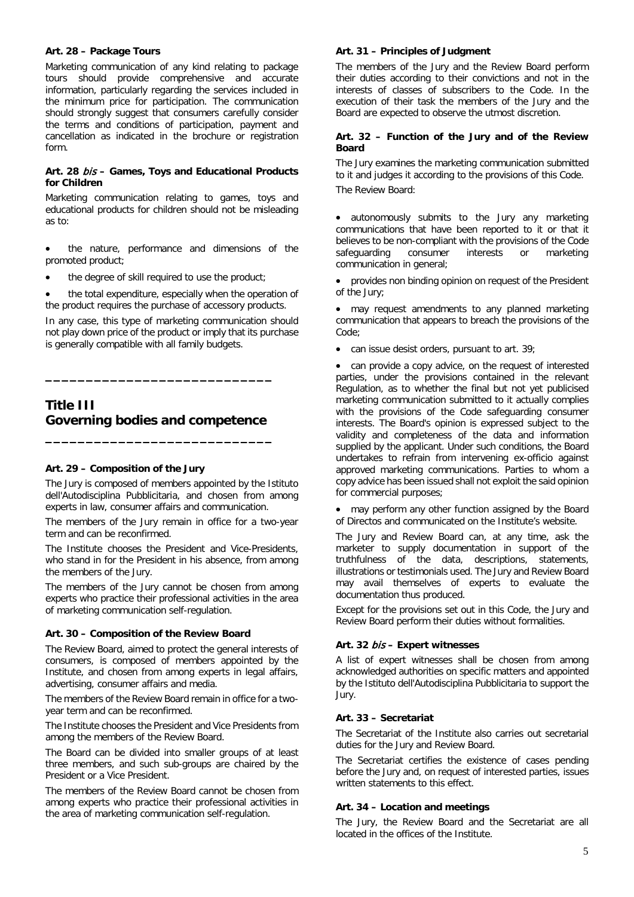**Art. 28 – Package Tours**

Marketing communication of any kind relating to package tours should provide comprehensive and accurate information, particularly regarding the services included in the minimum price for participation. The communication should strongly suggest that consumers carefully consider the terms and conditions of participation, payment and cancellation as indicated in the brochure or registration form.

**Art. 28 *bis* – Games, Toys and Educational Products for Children**

Marketing communication relating to games, toys and educational products for children should not be misleading as to:

- the nature, performance and dimensions of the promoted product;
- the degree of skill required to use the product;
- the total expenditure, especially when the operation of the product requires the purchase of accessory products.

In any case, this type of marketing communication should not play down price of the product or imply that its purchase is generally compatible with all family budgets.

---

# Title III
# Governing bodies and competence

---

**Art. 29 – Composition of the Jury**

The Jury is composed of members appointed by the Istituto dell'Autodisciplina Pubblicitaria, and chosen from among experts in law, consumer affairs and communication.

The members of the Jury remain in office for a two-year term and can be reconfirmed.

The Institute chooses the President and Vice-Presidents, who stand in for the President in his absence, from among the members of the Jury.

The members of the Jury cannot be chosen from among experts who practice their professional activities in the area of marketing communication self-regulation.

**Art. 30 – Composition of the Review Board**

The Review Board, aimed to protect the general interests of consumers, is composed of members appointed by the Institute, and chosen from among experts in legal affairs, advertising, consumer affairs and media.

The members of the Review Board remain in office for a two-year term and can be reconfirmed.

The Institute chooses the President and Vice Presidents from among the members of the Review Board.

The Board can be divided into smaller groups of at least three members, and such sub-groups are chaired by the President or a Vice President.

The members of the Review Board cannot be chosen from among experts who practice their professional activities in the area of marketing communication self-regulation.

**Art. 31 – Principles of Judgment**

The members of the Jury and the Review Board perform their duties according to their convictions and not in the interests of classes of subscribers to the Code. In the execution of their task the members of the Jury and the Board are expected to observe the utmost discretion.

**Art. 32 – Function of the Jury and of the Review Board**

The Jury examines the marketing communication submitted to it and judges it according to the provisions of this Code.

The Review Board:

- autonomously submits to the Jury any marketing communications that have been reported to it or that it believes to be non-compliant with the provisions of the Code safeguarding consumer interests or marketing communication in general;
- provides non binding opinion on request of the President of the Jury;
- may request amendments to any planned marketing communication that appears to breach the provisions of the Code;
- can issue desist orders, pursuant to art. 39;
- can provide a copy advice, on the request of interested parties, under the provisions contained in the relevant Regulation, as to whether the final but not yet publicised marketing communication submitted to it actually complies with the provisions of the Code safeguarding consumer interests. The Board's opinion is expressed subject to the validity and completeness of the data and information supplied by the applicant. Under such conditions, the Board undertakes to refrain from intervening ex-officio against approved marketing communications. Parties to whom a copy advice has been issued shall not exploit the said opinion for commercial purposes;
- may perform any other function assigned by the Board of Directos and communicated on the Institute's website.

The Jury and Review Board can, at any time, ask the marketer to supply documentation in support of the truthfulness of the data, descriptions, statements, illustrations or testimonials used. The Jury and Review Board may avail themselves of experts to evaluate the documentation thus produced.

Except for the provisions set out in this Code, the Jury and Review Board perform their duties without formalities.

**Art. 32 *bis* – Expert witnesses**

A list of expert witnesses shall be chosen from among acknowledged authorities on specific matters and appointed by the Istituto dell'Autodisciplina Pubblicitaria to support the Jury.

**Art. 33 – Secretariat**

The Secretariat of the Institute also carries out secretarial duties for the Jury and Review Board.

The Secretariat certifies the existence of cases pending before the Jury and, on request of interested parties, issues written statements to this effect.

**Art. 34 – Location and meetings**

The Jury, the Review Board and the Secretariat are all located in the offices of the Institute.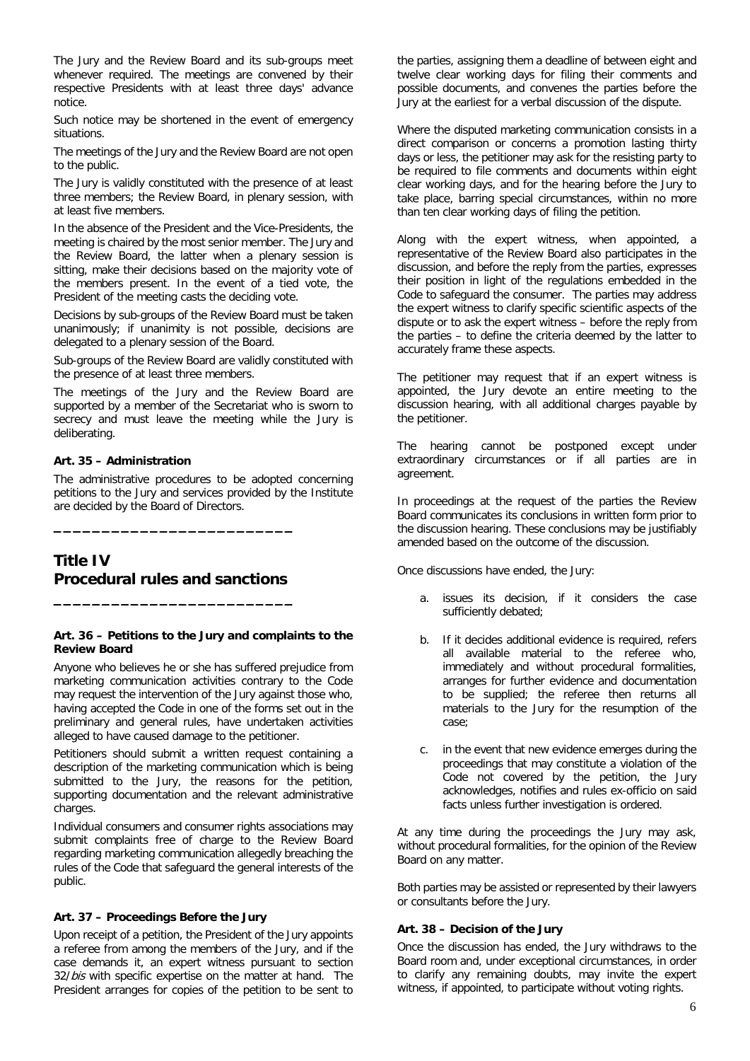The Jury and the Review Board and its sub-groups meet whenever required. The meetings are convened by their respective Presidents with at least three days' advance notice.

Such notice may be shortened in the event of emergency situations.

The meetings of the Jury and the Review Board are not open to the public.

The Jury is validly constituted with the presence of at least three members; the Review Board, in plenary session, with at least five members.

In the absence of the President and the Vice-Presidents, the meeting is chaired by the most senior member. The Jury and the Review Board, the latter when a plenary session is sitting, make their decisions based on the majority vote of the members present. In the event of a tied vote, the President of the meeting casts the deciding vote.

Decisions by sub-groups of the Review Board must be taken unanimously; if unanimity is not possible, decisions are delegated to a plenary session of the Board.

Sub-groups of the Review Board are validly constituted with the presence of at least three members.

The meetings of the Jury and the Review Board are supported by a member of the Secretariat who is sworn to secrecy and must leave the meeting while the Jury is deliberating.

**Art. 35 – Administration**

The administrative procedures to be adopted concerning petitions to the Jury and services provided by the Institute are decided by the Board of Directors.

---

# Title IV
# Procedural rules and sanctions

---

**Art. 36 – Petitions to the Jury and complaints to the Review Board**

Anyone who believes he or she has suffered prejudice from marketing communication activities contrary to the Code may request the intervention of the Jury against those who, having accepted the Code in one of the forms set out in the preliminary and general rules, have undertaken activities alleged to have caused damage to the petitioner.

Petitioners should submit a written request containing a description of the marketing communication which is being submitted to the Jury, the reasons for the petition, supporting documentation and the relevant administrative charges.

Individual consumers and consumer rights associations may submit complaints free of charge to the Review Board regarding marketing communication allegedly breaching the rules of the Code that safeguard the general interests of the public.

**Art. 37 – Proceedings Before the Jury**

Upon receipt of a petition, the President of the Jury appoints a referee from among the members of the Jury, and if the case demands it, an expert witness pursuant to section 32/*bis* with specific expertise on the matter at hand. The President arranges for copies of the petition to be sent to the parties, assigning them a deadline of between eight and twelve clear working days for filing their comments and possible documents, and convenes the parties before the Jury at the earliest for a verbal discussion of the dispute.

Where the disputed marketing communication consists in a direct comparison or concerns a promotion lasting thirty days or less, the petitioner may ask for the resisting party to be required to file comments and documents within eight clear working days, and for the hearing before the Jury to take place, barring special circumstances, within no more than ten clear working days of filing the petition.

Along with the expert witness, when appointed, a representative of the Review Board also participates in the discussion, and before the reply from the parties, expresses their position in light of the regulations embedded in the Code to safeguard the consumer. The parties may address the expert witness to clarify specific scientific aspects of the dispute or to ask the expert witness – before the reply from the parties – to define the criteria deemed by the latter to accurately frame these aspects.

The petitioner may request that if an expert witness is appointed, the Jury devote an entire meeting to the discussion hearing, with all additional charges payable by the petitioner.

The hearing cannot be postponed except under extraordinary circumstances or if all parties are in agreement.

In proceedings at the request of the parties the Review Board communicates its conclusions in written form prior to the discussion hearing. These conclusions may be justifiably amended based on the outcome of the discussion.

Once discussions have ended, the Jury:

a. issues its decision, if it considers the case sufficiently debated;

b. If it decides additional evidence is required, refers all available material to the referee who, immediately and without procedural formalities, arranges for further evidence and documentation to be supplied; the referee then returns all materials to the Jury for the resumption of the case;

c. in the event that new evidence emerges during the proceedings that may constitute a violation of the Code not covered by the petition, the Jury acknowledges, notifies and rules ex-officio on said facts unless further investigation is ordered.

At any time during the proceedings the Jury may ask, without procedural formalities, for the opinion of the Review Board on any matter.

Both parties may be assisted or represented by their lawyers or consultants before the Jury.

**Art. 38 – Decision of the Jury**

Once the discussion has ended, the Jury withdraws to the Board room and, under exceptional circumstances, in order to clarify any remaining doubts, may invite the expert witness, if appointed, to participate without voting rights.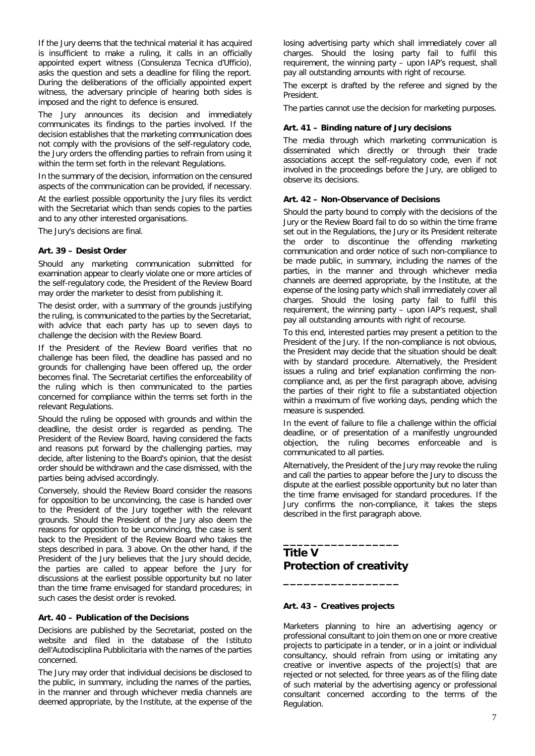If the Jury deems that the technical material it has acquired is insufficient to make a ruling, it calls in an officially appointed expert witness (Consulenza Tecnica d'Ufficio), asks the question and sets a deadline for filing the report. During the deliberations of the officially appointed expert witness, the adversary principle of hearing both sides is imposed and the right to defence is ensured.

The Jury announces its decision and immediately communicates its findings to the parties involved. If the decision establishes that the marketing communication does not comply with the provisions of the self-regulatory code, the Jury orders the offending parties to refrain from using it within the term set forth in the relevant Regulations.

In the summary of the decision, information on the censured aspects of the communication can be provided, if necessary.

At the earliest possible opportunity the Jury files its verdict with the Secretariat which than sends copies to the parties and to any other interested organisations.

The Jury's decisions are final.

#### Art. 39 – Desist Order

Should any marketing communication submitted for examination appear to clearly violate one or more articles of the self-regulatory code, the President of the Review Board may order the marketer to desist from publishing it.

The desist order, with a summary of the grounds justifying the ruling, is communicated to the parties by the Secretariat, with advice that each party has up to seven days to challenge the decision with the Review Board.

If the President of the Review Board verifies that no challenge has been filed, the deadline has passed and no grounds for challenging have been offered up, the order becomes final. The Secretariat certifies the enforceability of the ruling which is then communicated to the parties concerned for compliance within the terms set forth in the relevant Regulations.

Should the ruling be opposed with grounds and within the deadline, the desist order is regarded as pending. The President of the Review Board, having considered the facts and reasons put forward by the challenging parties, may decide, after listening to the Board's opinion, that the desist order should be withdrawn and the case dismissed, with the parties being advised accordingly.

Conversely, should the Review Board consider the reasons for opposition to be unconvincing, the case is handed over to the President of the Jury together with the relevant grounds. Should the President of the Jury also deem the reasons for opposition to be unconvincing, the case is sent back to the President of the Review Board who takes the steps described in para. 3 above. On the other hand, if the President of the Jury believes that the Jury should decide, the parties are called to appear before the Jury for discussions at the earliest possible opportunity but no later than the time frame envisaged for standard procedures; in such cases the desist order is revoked.

#### Art. 40 – Publication of the Decisions

Decisions are published by the Secretariat, posted on the website and filed in the database of the Istituto dell'Autodisciplina Pubblicitaria with the names of the parties concerned.

The Jury may order that individual decisions be disclosed to the public, in summary, including the names of the parties, in the manner and through whichever media channels are deemed appropriate, by the Institute, at the expense of the losing advertising party which shall immediately cover all charges. Should the losing party fail to fulfil this requirement, the winning party – upon IAP's request, shall pay all outstanding amounts with right of recourse.

The excerpt is drafted by the referee and signed by the President.

The parties cannot use the decision for marketing purposes.

#### Art. 41 – Binding nature of Jury decisions

The media through which marketing communication is disseminated which directly or through their trade associations accept the self-regulatory code, even if not involved in the proceedings before the Jury, are obliged to observe its decisions.

#### Art. 42 – Non-Observance of Decisions

Should the party bound to comply with the decisions of the Jury or the Review Board fail to do so within the time frame set out in the Regulations, the Jury or its President reiterate the order to discontinue the offending marketing communication and order notice of such non-compliance to be made public, in summary, including the names of the parties, in the manner and through whichever media channels are deemed appropriate, by the Institute, at the expense of the losing party which shall immediately cover all charges. Should the losing party fail to fulfil this requirement, the winning party – upon IAP's request, shall pay all outstanding amounts with right of recourse.

To this end, interested parties may present a petition to the President of the Jury. If the non-compliance is not obvious, the President may decide that the situation should be dealt with by standard procedure. Alternatively, the President issues a ruling and brief explanation confirming the non-compliance and, as per the first paragraph above, advising the parties of their right to file a substantiated objection within a maximum of five working days, pending which the measure is suspended.

In the event of failure to file a challenge within the official deadline, or of presentation of a manifestly ungrounded objection, the ruling becomes enforceable and is communicated to all parties.

Alternatively, the President of the Jury may revoke the ruling and call the parties to appear before the Jury to discuss the dispute at the earliest possible opportunity but no later than the time frame envisaged for standard procedures. If the Jury confirms the non-compliance, it takes the steps described in the first paragraph above.

## Title V
## Protection of creativity

#### Art. 43 – Creatives projects

Marketers planning to hire an advertising agency or professional consultant to join them on one or more creative projects to participate in a tender, or in a joint or individual consultancy, should refrain from using or imitating any creative or inventive aspects of the project(s) that are rejected or not selected, for three years as of the filing date of such material by the advertising agency or professional consultant concerned according to the terms of the Regulation.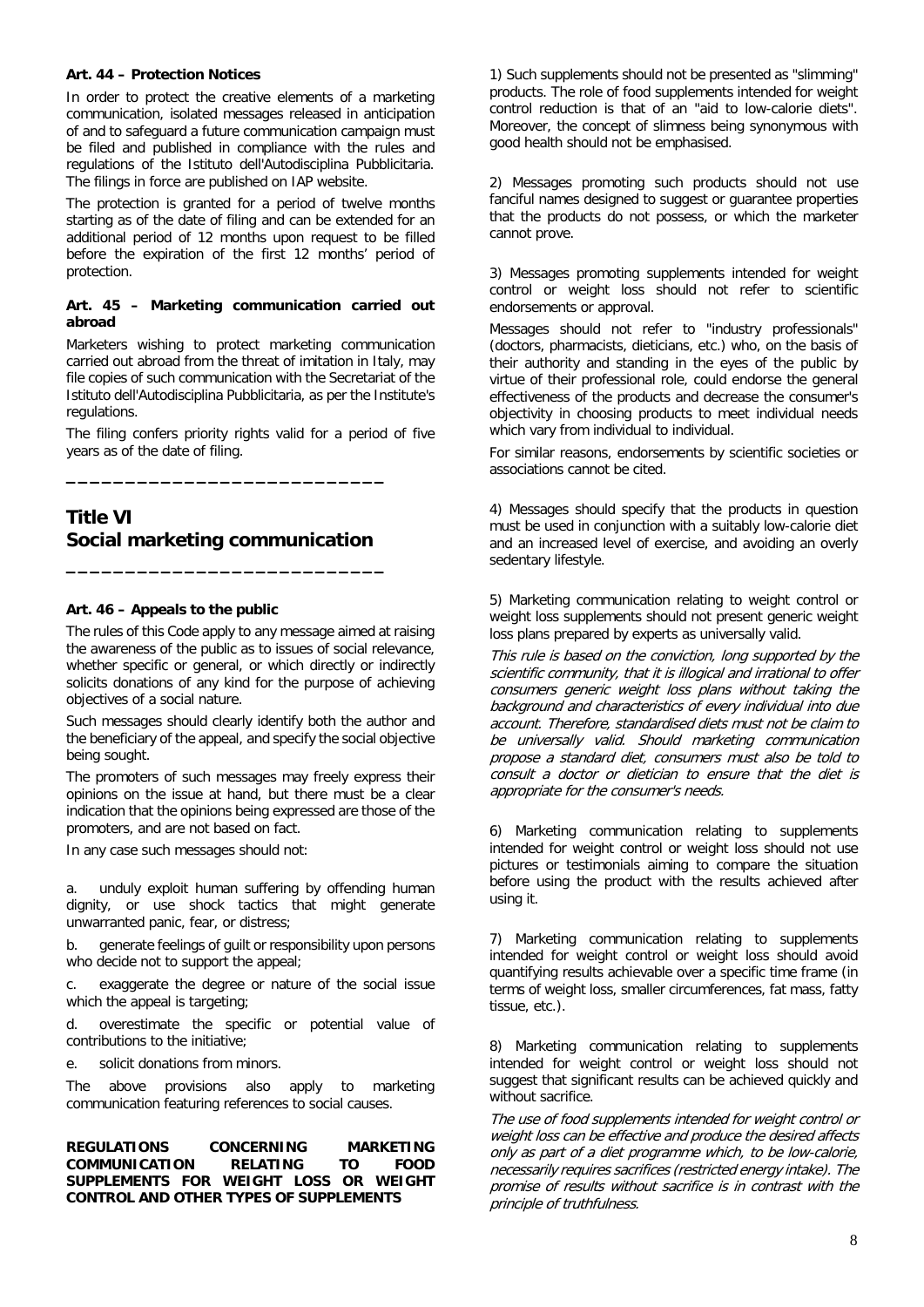**Art. 44 – Protection Notices**

In order to protect the creative elements of a marketing communication, isolated messages released in anticipation of and to safeguard a future communication campaign must be filed and published in compliance with the rules and regulations of the Istituto dell'Autodisciplina Pubblicitaria. The filings in force are published on IAP website.

The protection is granted for a period of twelve months starting as of the date of filing and can be extended for an additional period of 12 months upon request to be filled before the expiration of the first 12 months' period of protection.

**Art. 45 – Marketing communication carried out abroad**

Marketers wishing to protect marketing communication carried out abroad from the threat of imitation in Italy, may file copies of such communication with the Secretariat of the Istituto dell'Autodisciplina Pubblicitaria, as per the Institute's regulations.

The filing confers priority rights valid for a period of five years as of the date of filing.

# Title VI
# Social marketing communication

**Art. 46 – Appeals to the public**

The rules of this Code apply to any message aimed at raising the awareness of the public as to issues of social relevance, whether specific or general, or which directly or indirectly solicits donations of any kind for the purpose of achieving objectives of a social nature.

Such messages should clearly identify both the author and the beneficiary of the appeal, and specify the social objective being sought.

The promoters of such messages may freely express their opinions on the issue at hand, but there must be a clear indication that the opinions being expressed are those of the promoters, and are not based on fact.

In any case such messages should not:

a. unduly exploit human suffering by offending human dignity, or use shock tactics that might generate unwarranted panic, fear, or distress;

b. generate feelings of guilt or responsibility upon persons who decide not to support the appeal;

c. exaggerate the degree or nature of the social issue which the appeal is targeting;

d. overestimate the specific or potential value of contributions to the initiative;

e. solicit donations from minors.

The above provisions also apply to marketing communication featuring references to social causes.

**REGULATIONS CONCERNING MARKETING COMMUNICATION RELATING TO FOOD SUPPLEMENTS FOR WEIGHT LOSS OR WEIGHT CONTROL AND OTHER TYPES OF SUPPLEMENTS**

1) Such supplements should not be presented as "slimming" products. The role of food supplements intended for weight control reduction is that of an "aid to low-calorie diets". Moreover, the concept of slimness being synonymous with good health should not be emphasised.

2) Messages promoting such products should not use fanciful names designed to suggest or guarantee properties that the products do not possess, or which the marketer cannot prove.

3) Messages promoting supplements intended for weight control or weight loss should not refer to scientific endorsements or approval.

Messages should not refer to "industry professionals" (doctors, pharmacists, dieticians, etc.) who, on the basis of their authority and standing in the eyes of the public by virtue of their professional role, could endorse the general effectiveness of the products and decrease the consumer's objectivity in choosing products to meet individual needs which vary from individual to individual.

For similar reasons, endorsements by scientific societies or associations cannot be cited.

4) Messages should specify that the products in question must be used in conjunction with a suitably low-calorie diet and an increased level of exercise, and avoiding an overly sedentary lifestyle.

5) Marketing communication relating to weight control or weight loss supplements should not present generic weight loss plans prepared by experts as universally valid.

*This rule is based on the conviction, long supported by the scientific community, that it is illogical and irrational to offer consumers generic weight loss plans without taking the background and characteristics of every individual into due account. Therefore, standardised diets must not be claim to be universally valid. Should marketing communication propose a standard diet, consumers must also be told to consult a doctor or dietician to ensure that the diet is appropriate for the consumer's needs.*

6) Marketing communication relating to supplements intended for weight control or weight loss should not use pictures or testimonials aiming to compare the situation before using the product with the results achieved after using it.

7) Marketing communication relating to supplements intended for weight control or weight loss should avoid quantifying results achievable over a specific time frame (in terms of weight loss, smaller circumferences, fat mass, fatty tissue, etc.).

8) Marketing communication relating to supplements intended for weight control or weight loss should not suggest that significant results can be achieved quickly and without sacrifice.

*The use of food supplements intended for weight control or weight loss can be effective and produce the desired affects only as part of a diet programme which, to be low-calorie, necessarily requires sacrifices (restricted energy intake). The promise of results without sacrifice is in contrast with the principle of truthfulness.*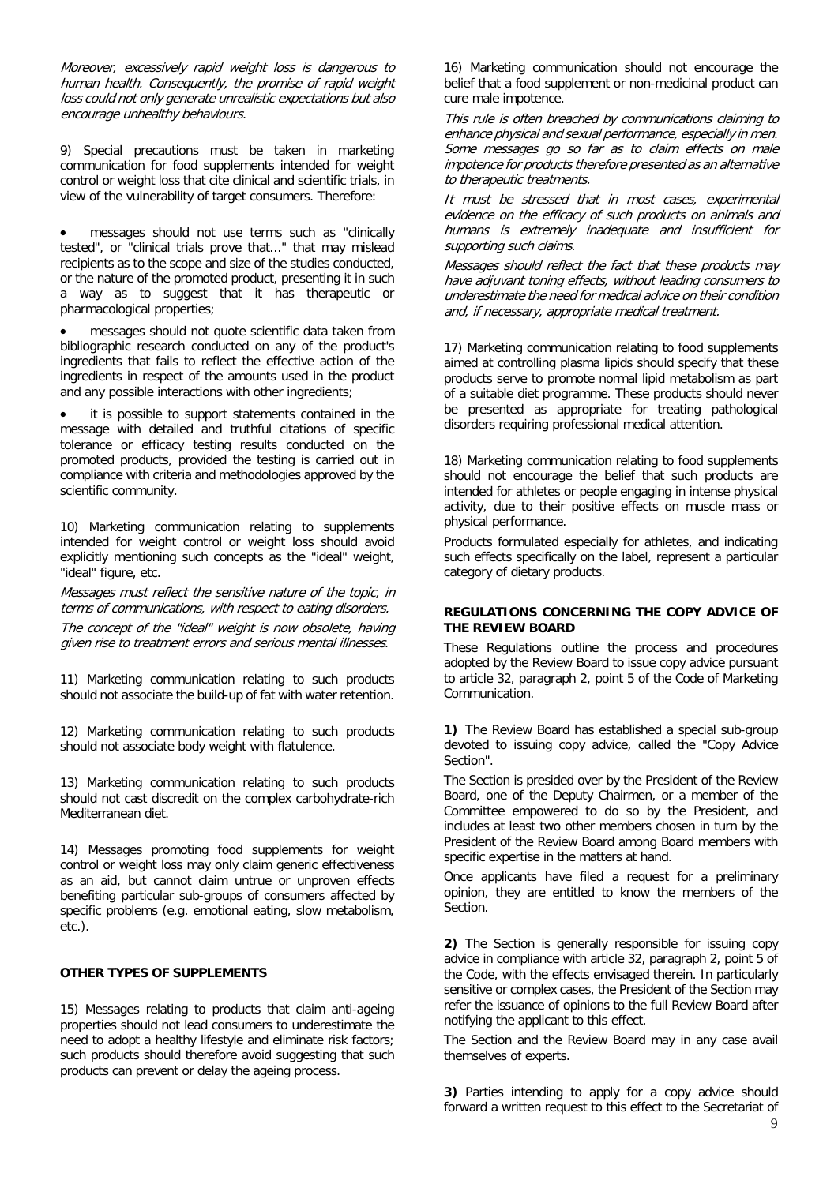*Moreover, excessively rapid weight loss is dangerous to human health. Consequently, the promise of rapid weight loss could not only generate unrealistic expectations but also encourage unhealthy behaviours.*

9) Special precautions must be taken in marketing communication for food supplements intended for weight control or weight loss that cite clinical and scientific trials, in view of the vulnerability of target consumers. Therefore:

- messages should not use terms such as "clinically tested", or "clinical trials prove that..." that may mislead recipients as to the scope and size of the studies conducted, or the nature of the promoted product, presenting it in such a way as to suggest that it has therapeutic or pharmacological properties;
- messages should not quote scientific data taken from bibliographic research conducted on any of the product's ingredients that fails to reflect the effective action of the ingredients in respect of the amounts used in the product and any possible interactions with other ingredients;
- it is possible to support statements contained in the message with detailed and truthful citations of specific tolerance or efficacy testing results conducted on the promoted products, provided the testing is carried out in compliance with criteria and methodologies approved by the scientific community.

10) Marketing communication relating to supplements intended for weight control or weight loss should avoid explicitly mentioning such concepts as the "ideal" weight, "ideal" figure, etc.

*Messages must reflect the sensitive nature of the topic, in terms of communications, with respect to eating disorders.*

*The concept of the "ideal" weight is now obsolete, having given rise to treatment errors and serious mental illnesses.*

11) Marketing communication relating to such products should not associate the build-up of fat with water retention.

12) Marketing communication relating to such products should not associate body weight with flatulence.

13) Marketing communication relating to such products should not cast discredit on the complex carbohydrate-rich Mediterranean diet.

14) Messages promoting food supplements for weight control or weight loss may only claim generic effectiveness as an aid, but cannot claim untrue or unproven effects benefiting particular sub-groups of consumers affected by specific problems (e.g. emotional eating, slow metabolism, etc.).

**OTHER TYPES OF SUPPLEMENTS**

15) Messages relating to products that claim anti-ageing properties should not lead consumers to underestimate the need to adopt a healthy lifestyle and eliminate risk factors; such products should therefore avoid suggesting that such products can prevent or delay the ageing process.

16) Marketing communication should not encourage the belief that a food supplement or non-medicinal product can cure male impotence.

*This rule is often breached by communications claiming to enhance physical and sexual performance, especially in men. Some messages go so far as to claim effects on male impotence for products therefore presented as an alternative to therapeutic treatments.*

*It must be stressed that in most cases, experimental evidence on the efficacy of such products on animals and humans is extremely inadequate and insufficient for supporting such claims.*

*Messages should reflect the fact that these products may have adjuvant toning effects, without leading consumers to underestimate the need for medical advice on their condition and, if necessary, appropriate medical treatment.*

17) Marketing communication relating to food supplements aimed at controlling plasma lipids should specify that these products serve to promote normal lipid metabolism as part of a suitable diet programme. These products should never be presented as appropriate for treating pathological disorders requiring professional medical attention.

18) Marketing communication relating to food supplements should not encourage the belief that such products are intended for athletes or people engaging in intense physical activity, due to their positive effects on muscle mass or physical performance.

Products formulated especially for athletes, and indicating such effects specifically on the label, represent a particular category of dietary products.

**REGULATIONS CONCERNING THE COPY ADVICE OF THE REVIEW BOARD**

These Regulations outline the process and procedures adopted by the Review Board to issue copy advice pursuant to article 32, paragraph 2, point 5 of the Code of Marketing Communication.

**1)** The Review Board has established a special sub-group devoted to issuing copy advice, called the "Copy Advice Section".

The Section is presided over by the President of the Review Board, one of the Deputy Chairmen, or a member of the Committee empowered to do so by the President, and includes at least two other members chosen in turn by the President of the Review Board among Board members with specific expertise in the matters at hand.

Once applicants have filed a request for a preliminary opinion, they are entitled to know the members of the Section.

**2)** The Section is generally responsible for issuing copy advice in compliance with article 32, paragraph 2, point 5 of the Code, with the effects envisaged therein. In particularly sensitive or complex cases, the President of the Section may refer the issuance of opinions to the full Review Board after notifying the applicant to this effect.

The Section and the Review Board may in any case avail themselves of experts.

**3)** Parties intending to apply for a copy advice should forward a written request to this effect to the Secretariat of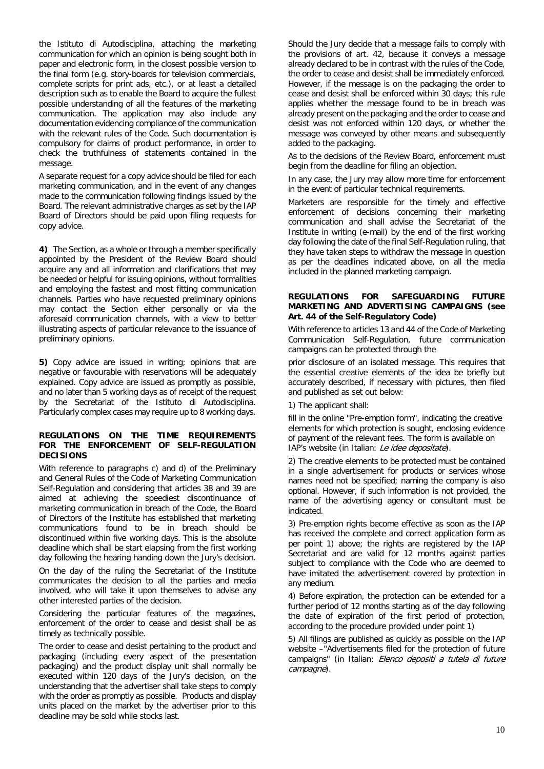the Istituto di Autodisciplina, attaching the marketing communication for which an opinion is being sought both in paper and electronic form, in the closest possible version to the final form (e.g. story-boards for television commercials, complete scripts for print ads, etc.), or at least a detailed description such as to enable the Board to acquire the fullest possible understanding of all the features of the marketing communication. The application may also include any documentation evidencing compliance of the communication with the relevant rules of the Code. Such documentation is compulsory for claims of product performance, in order to check the truthfulness of statements contained in the message.

A separate request for a copy advice should be filed for each marketing communication, and in the event of any changes made to the communication following findings issued by the Board. The relevant administrative charges as set by the IAP Board of Directors should be paid upon filing requests for copy advice.

**4)** The Section, as a whole or through a member specifically appointed by the President of the Review Board should acquire any and all information and clarifications that may be needed or helpful for issuing opinions, without formalities and employing the fastest and most fitting communication channels. Parties who have requested preliminary opinions may contact the Section either personally or via the aforesaid communication channels, with a view to better illustrating aspects of particular relevance to the issuance of preliminary opinions.

**5)** Copy advice are issued in writing; opinions that are negative or favourable with reservations will be adequately explained. Copy advice are issued as promptly as possible, and no later than 5 working days as of receipt of the request by the Secretariat of the Istituto di Autodisciplina. Particularly complex cases may require up to 8 working days.

## REGULATIONS ON THE TIME REQUIREMENTS FOR THE ENFORCEMENT OF SELF-REGULATION DECISIONS

With reference to paragraphs c) and d) of the Preliminary and General Rules of the Code of Marketing Communication Self-Regulation and considering that articles 38 and 39 are aimed at achieving the speediest discontinuance of marketing communication in breach of the Code, the Board of Directors of the Institute has established that marketing communications found to be in breach should be discontinued within five working days. This is the absolute deadline which shall be start elapsing from the first working day following the hearing handing down the Jury's decision.

On the day of the ruling the Secretariat of the Institute communicates the decision to all the parties and media involved, who will take it upon themselves to advise any other interested parties of the decision.

Considering the particular features of the magazines, enforcement of the order to cease and desist shall be as timely as technically possible.

The order to cease and desist pertaining to the product and packaging (including every aspect of the presentation packaging) and the product display unit shall normally be executed within 120 days of the Jury's decision, on the understanding that the advertiser shall take steps to comply with the order as promptly as possible. Products and display units placed on the market by the advertiser prior to this deadline may be sold while stocks last.

Should the Jury decide that a message fails to comply with the provisions of art. 42, because it conveys a message already declared to be in contrast with the rules of the Code, the order to cease and desist shall be immediately enforced. However, if the message is on the packaging the order to cease and desist shall be enforced within 30 days; this rule applies whether the message found to be in breach was already present on the packaging and the order to cease and desist was not enforced within 120 days, or whether the message was conveyed by other means and subsequently added to the packaging.

As to the decisions of the Review Board, enforcement must begin from the deadline for filing an objection.

In any case, the Jury may allow more time for enforcement in the event of particular technical requirements.

Marketers are responsible for the timely and effective enforcement of decisions concerning their marketing communication and shall advise the Secretariat of the Institute in writing (e-mail) by the end of the first working day following the date of the final Self-Regulation ruling, that they have taken steps to withdraw the message in question as per the deadlines indicated above, on all the media included in the planned marketing campaign.

## REGULATIONS FOR SAFEGUARDING FUTURE MARKETING AND ADVERTISING CAMPAIGNS (see Art. 44 of the Self-Regulatory Code)

With reference to articles 13 and 44 of the Code of Marketing Communication Self-Regulation, future communication campaigns can be protected through the

prior disclosure of an isolated message. This requires that the essential creative elements of the idea be briefly but accurately described, if necessary with pictures, then filed and published as set out below:

1) The applicant shall:

fill in the online "Pre-emption form", indicating the creative elements for which protection is sought, enclosing evidence of payment of the relevant fees. The form is available on IAP's website (in Italian: *Le idee depositate*).

2) The creative elements to be protected must be contained in a single advertisement for products or services whose names need not be specified; naming the company is also optional. However, if such information is not provided, the name of the advertising agency or consultant must be indicated.

3) Pre-emption rights become effective as soon as the IAP has received the complete and correct application form as per point 1) above; the rights are registered by the IAP Secretariat and are valid for 12 months against parties subject to compliance with the Code who are deemed to have imitated the advertisement covered by protection in any medium.

4) Before expiration, the protection can be extended for a further period of 12 months starting as of the day following the date of expiration of the first period of protection, according to the procedure provided under point 1)

5) All filings are published as quickly as possible on the IAP website –"Advertisements filed for the protection of future campaigns" (in Italian: *Elenco depositi a tutela di future campagne*).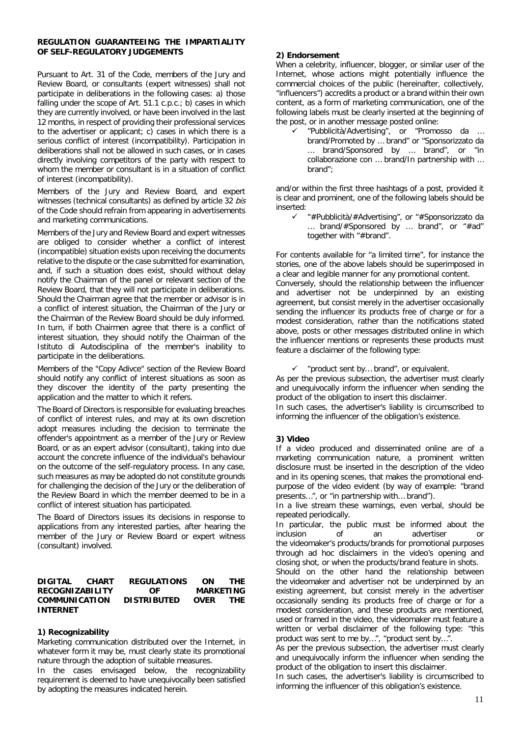**REGULATION GUARANTEEING THE IMPARTIALITY OF SELF-REGULATORY JUDGEMENTS**

Pursuant to Art. 31 of the Code, members of the Jury and Review Board, or consultants (expert witnesses) shall not participate in deliberations in the following cases: a) those falling under the scope of Art. 51.1 c.p.c.; b) cases in which they are currently involved, or have been involved in the last 12 months, in respect of providing their professional services to the advertiser or applicant; c) cases in which there is a serious conflict of interest (incompatibility). Participation in deliberations shall not be allowed in such cases, or in cases directly involving competitors of the party with respect to whom the member or consultant is in a situation of conflict of interest (incompatibility).

Members of the Jury and Review Board, and expert witnesses (technical consultants) as defined by article 32 *bis* of the Code should refrain from appearing in advertisements and marketing communications.

Members of the Jury and Review Board and expert witnesses are obliged to consider whether a conflict of interest (incompatible) situation exists upon receiving the documents relative to the dispute or the case submitted for examination, and, if such a situation does exist, should without delay notify the Chairman of the panel or relevant section of the Review Board, that they will not participate in deliberations. Should the Chairman agree that the member or advisor is in a conflict of interest situation, the Chairman of the Jury or the Chairman of the Review Board should be duly informed. In turn, if both Chairmen agree that there is a conflict of interest situation, they should notify the Chairman of the Istituto di Autodisciplina of the member's inability to participate in the deliberations.

Members of the "Copy Adivce" section of the Review Board should notify any conflict of interest situations as soon as they discover the identity of the party presenting the application and the matter to which it refers.

The Board of Directors is responsible for evaluating breaches of conflict of interest rules, and may at its own discretion adopt measures including the decision to terminate the offender's appointment as a member of the Jury or Review Board, or as an expert advisor (consultant), taking into due account the concrete influence of the individual's behaviour on the outcome of the self-regulatory process. In any case, such measures as may be adopted do not constitute grounds for challenging the decision of the Jury or the deliberation of the Review Board in which the member deemed to be in a conflict of interest situation has participated.

The Board of Directors issues its decisions in response to applications from any interested parties, after hearing the member of the Jury or Review Board or expert witness (consultant) involved.

**DIGITAL CHART REGULATIONS ON THE RECOGNIZABILITY OF MARKETING COMMUNICATION DISTRIBUTED OVER THE INTERNET**

**1) Recognizability**

Marketing communication distributed over the Internet, in whatever form it may be, must clearly state its promotional nature through the adoption of suitable measures.

In the cases envisaged below, the recognizability requirement is deemed to have unequivocally been satisfied by adopting the measures indicated herein.

**2) Endorsement**

When a celebrity, influencer, blogger, or similar user of the Internet, whose actions might potentially influence the commercial choices of the public (hereinafter, collectively, "influencers") accredits a product or a brand within their own content, as a form of marketing communication, one of the following labels must be clearly inserted at the beginning of the post, or in another message posted online:

- ✓ "Pubblicità/Advertising", or "Promosso da … brand/Promoted by … brand" or "Sponsorizzato da … brand/Sponsored by … brand", or "in collaborazione con … brand/In partnership with … brand";

and/or within the first three hashtags of a post, provided it is clear and prominent, one of the following labels should be inserted:

- ✓ "#Pubblicità/#Advertising", or "#Sponsorizzato da … brand/#Sponsored by … brand", or "#ad" together with "#brand".

For contents available for "a limited time", for instance the stories, one of the above labels should be superimposed in a clear and legible manner for any promotional content.

Conversely, should the relationship between the influencer and advertiser not be underpinned by an existing agreement, but consist merely in the advertiser occasionally sending the influencer its products free of charge or for a modest consideration, rather than the notifications stated above, posts or other messages distributed online in which the influencer mentions or represents these products must feature a disclaimer of the following type:

- ✓ "product sent by… brand", or equivalent.

As per the previous subsection, the advertiser must clearly and unequivocally inform the influencer when sending the product of the obligation to insert this disclaimer.

In such cases, the advertiser's liability is circumscribed to informing the influencer of the obligation's existence.

**3) Video**

If a video produced and disseminated online are of a marketing communication nature, a prominent written disclosure must be inserted in the description of the video and in its opening scenes, that makes the promotional end-purpose of the video evident (by way of example: "brand presents…", or "in partnership with… brand").

In a live stream these warnings, even verbal, should be repeated periodically.

In particular, the public must be informed about the inclusion of an advertiser or the videomaker's products/brands for promotional purposes through ad hoc disclaimers in the video's opening and closing shot, or when the products/brand feature in shots.

Should on the other hand the relationship between the videomaker and advertiser not be underpinned by an existing agreement, but consist merely in the advertiser occasionally sending its products free of charge or for a modest consideration, and these products are mentioned, used or framed in the video, the videomaker must feature a written or verbal disclaimer of the following type: "this product was sent to me by…", "product sent by…".

As per the previous subsection, the advertiser must clearly and unequivocally inform the influencer when sending the product of the obligation to insert this disclaimer.

In such cases, the advertiser's liability is circumscribed to informing the influencer of this obligation's existence.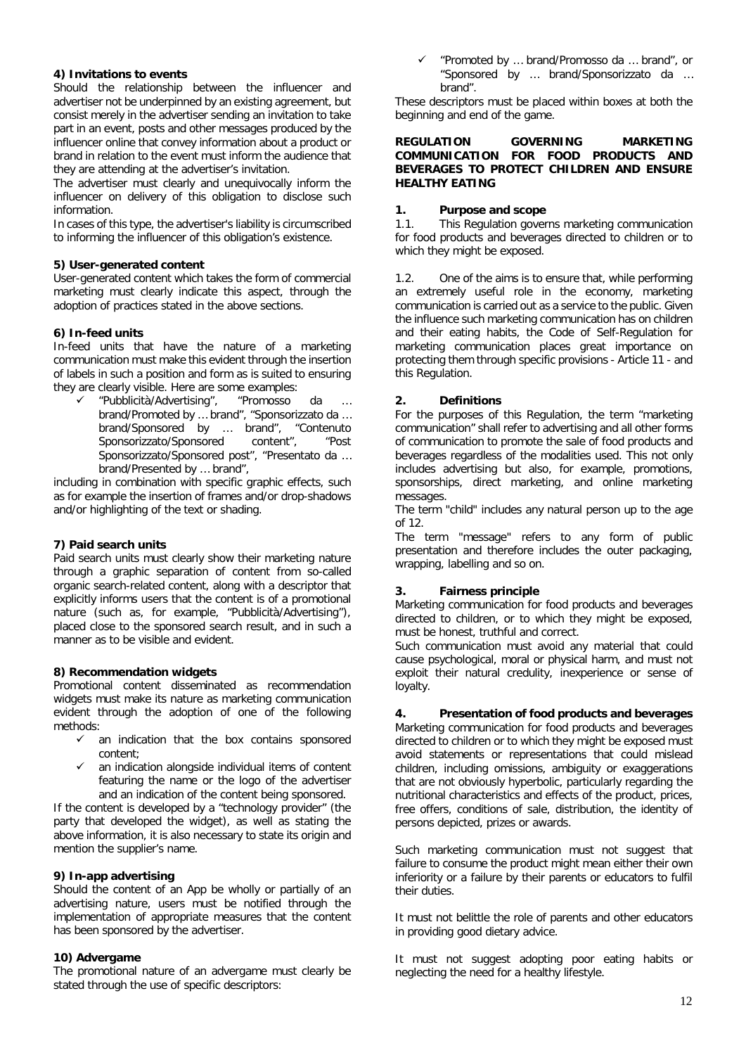**4) Invitations to events**

Should the relationship between the influencer and advertiser not be underpinned by an existing agreement, but consist merely in the advertiser sending an invitation to take part in an event, posts and other messages produced by the influencer online that convey information about a product or brand in relation to the event must inform the audience that they are attending at the advertiser's invitation.

The advertiser must clearly and unequivocally inform the influencer on delivery of this obligation to disclose such information.

In cases of this type, the advertiser's liability is circumscribed to informing the influencer of this obligation's existence.

**5) User-generated content**

User-generated content which takes the form of commercial marketing must clearly indicate this aspect, through the adoption of practices stated in the above sections.

**6) In-feed units**

In-feed units that have the nature of a marketing communication must make this evident through the insertion of labels in such a position and form as is suited to ensuring they are clearly visible. Here are some examples:

- ✓ "Pubblicità/Advertising", "Promosso da … brand/Promoted by … brand", "Sponsorizzato da … brand/Sponsored by … brand", "Contenuto Sponsorizzato/Sponsored content", "Post Sponsorizzato/Sponsored post", "Presentato da … brand/Presented by … brand",

including in combination with specific graphic effects, such as for example the insertion of frames and/or drop-shadows and/or highlighting of the text or shading.

**7) Paid search units**

Paid search units must clearly show their marketing nature through a graphic separation of content from so-called organic search-related content, along with a descriptor that explicitly informs users that the content is of a promotional nature (such as, for example, "Pubblicità/Advertising"), placed close to the sponsored search result, and in such a manner as to be visible and evident.

**8) Recommendation widgets**

Promotional content disseminated as recommendation widgets must make its nature as marketing communication evident through the adoption of one of the following methods:

- ✓ an indication that the box contains sponsored content;
- ✓ an indication alongside individual items of content featuring the name or the logo of the advertiser and an indication of the content being sponsored.

If the content is developed by a "technology provider" (the party that developed the widget), as well as stating the above information, it is also necessary to state its origin and mention the supplier's name.

**9) In-app advertising**

Should the content of an App be wholly or partially of an advertising nature, users must be notified through the implementation of appropriate measures that the content has been sponsored by the advertiser.

**10) Advergame**

The promotional nature of an advergame must clearly be stated through the use of specific descriptors:

- ✓ "Promoted by … brand/Promosso da … brand", or "Sponsored by … brand/Sponsorizzato da … brand".

These descriptors must be placed within boxes at both the beginning and end of the game.

## REGULATION GOVERNING MARKETING COMMUNICATION FOR FOOD PRODUCTS AND BEVERAGES TO PROTECT CHILDREN AND ENSURE HEALTHY EATING

### 1. Purpose and scope

1.1. This Regulation governs marketing communication for food products and beverages directed to children or to which they might be exposed.

1.2. One of the aims is to ensure that, while performing an extremely useful role in the economy, marketing communication is carried out as a service to the public. Given the influence such marketing communication has on children and their eating habits, the Code of Self-Regulation for marketing communication places great importance on protecting them through specific provisions - Article 11 - and this Regulation.

### 2. Definitions

For the purposes of this Regulation, the term "marketing communication" shall refer to advertising and all other forms of communication to promote the sale of food products and beverages regardless of the modalities used. This not only includes advertising but also, for example, promotions, sponsorships, direct marketing, and online marketing messages.

The term "child" includes any natural person up to the age of 12.

The term "message" refers to any form of public presentation and therefore includes the outer packaging, wrapping, labelling and so on.

### 3. Fairness principle

Marketing communication for food products and beverages directed to children, or to which they might be exposed, must be honest, truthful and correct.

Such communication must avoid any material that could cause psychological, moral or physical harm, and must not exploit their natural credulity, inexperience or sense of loyalty.

### 4. Presentation of food products and beverages

Marketing communication for food products and beverages directed to children or to which they might be exposed must avoid statements or representations that could mislead children, including omissions, ambiguity or exaggerations that are not obviously hyperbolic, particularly regarding the nutritional characteristics and effects of the product, prices, free offers, conditions of sale, distribution, the identity of persons depicted, prizes or awards.

Such marketing communication must not suggest that failure to consume the product might mean either their own inferiority or a failure by their parents or educators to fulfil their duties.

It must not belittle the role of parents and other educators in providing good dietary advice.

It must not suggest adopting poor eating habits or neglecting the need for a healthy lifestyle.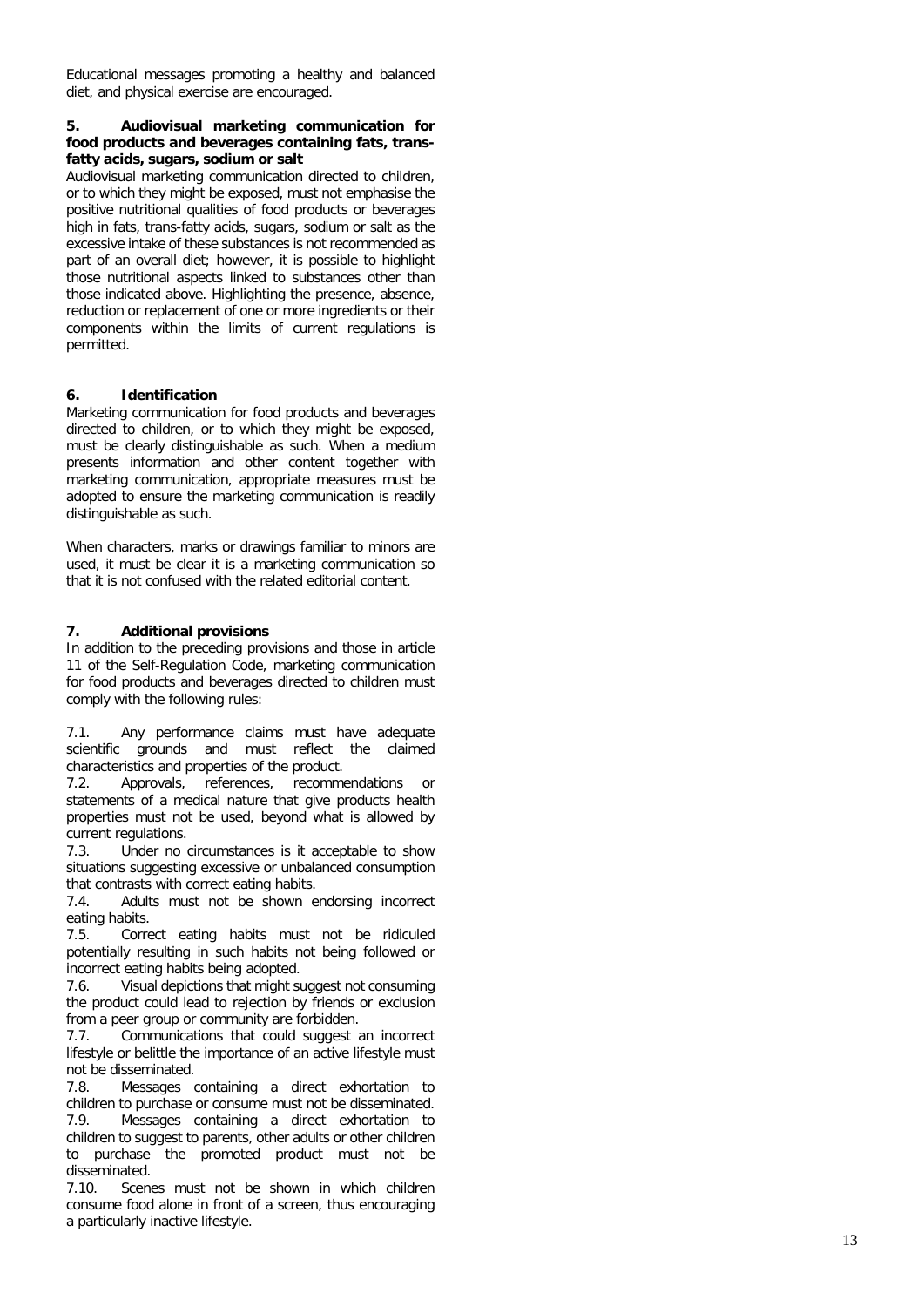Educational messages promoting a healthy and balanced diet, and physical exercise are encouraged.

### 5. Audiovisual marketing communication for food products and beverages containing fats, trans-fatty acids, sugars, sodium or salt

Audiovisual marketing communication directed to children, or to which they might be exposed, must not emphasise the positive nutritional qualities of food products or beverages high in fats, trans-fatty acids, sugars, sodium or salt as the excessive intake of these substances is not recommended as part of an overall diet; however, it is possible to highlight those nutritional aspects linked to substances other than those indicated above. Highlighting the presence, absence, reduction or replacement of one or more ingredients or their components within the limits of current regulations is permitted.

### 6. Identification

Marketing communication for food products and beverages directed to children, or to which they might be exposed, must be clearly distinguishable as such. When a medium presents information and other content together with marketing communication, appropriate measures must be adopted to ensure the marketing communication is readily distinguishable as such.

When characters, marks or drawings familiar to minors are used, it must be clear it is a marketing communication so that it is not confused with the related editorial content.

### 7. Additional provisions

In addition to the preceding provisions and those in article 11 of the Self-Regulation Code, marketing communication for food products and beverages directed to children must comply with the following rules:

7.1. Any performance claims must have adequate scientific grounds and must reflect the claimed characteristics and properties of the product.

7.2. Approvals, references, recommendations or statements of a medical nature that give products health properties must not be used, beyond what is allowed by current regulations.

7.3. Under no circumstances is it acceptable to show situations suggesting excessive or unbalanced consumption that contrasts with correct eating habits.

7.4. Adults must not be shown endorsing incorrect eating habits.

7.5. Correct eating habits must not be ridiculed potentially resulting in such habits not being followed or incorrect eating habits being adopted.

7.6. Visual depictions that might suggest not consuming the product could lead to rejection by friends or exclusion from a peer group or community are forbidden.

7.7. Communications that could suggest an incorrect lifestyle or belittle the importance of an active lifestyle must not be disseminated.

7.8. Messages containing a direct exhortation to children to purchase or consume must not be disseminated.

7.9. Messages containing a direct exhortation to children to suggest to parents, other adults or other children to purchase the promoted product must not be disseminated.

7.10. Scenes must not be shown in which children consume food alone in front of a screen, thus encouraging a particularly inactive lifestyle.